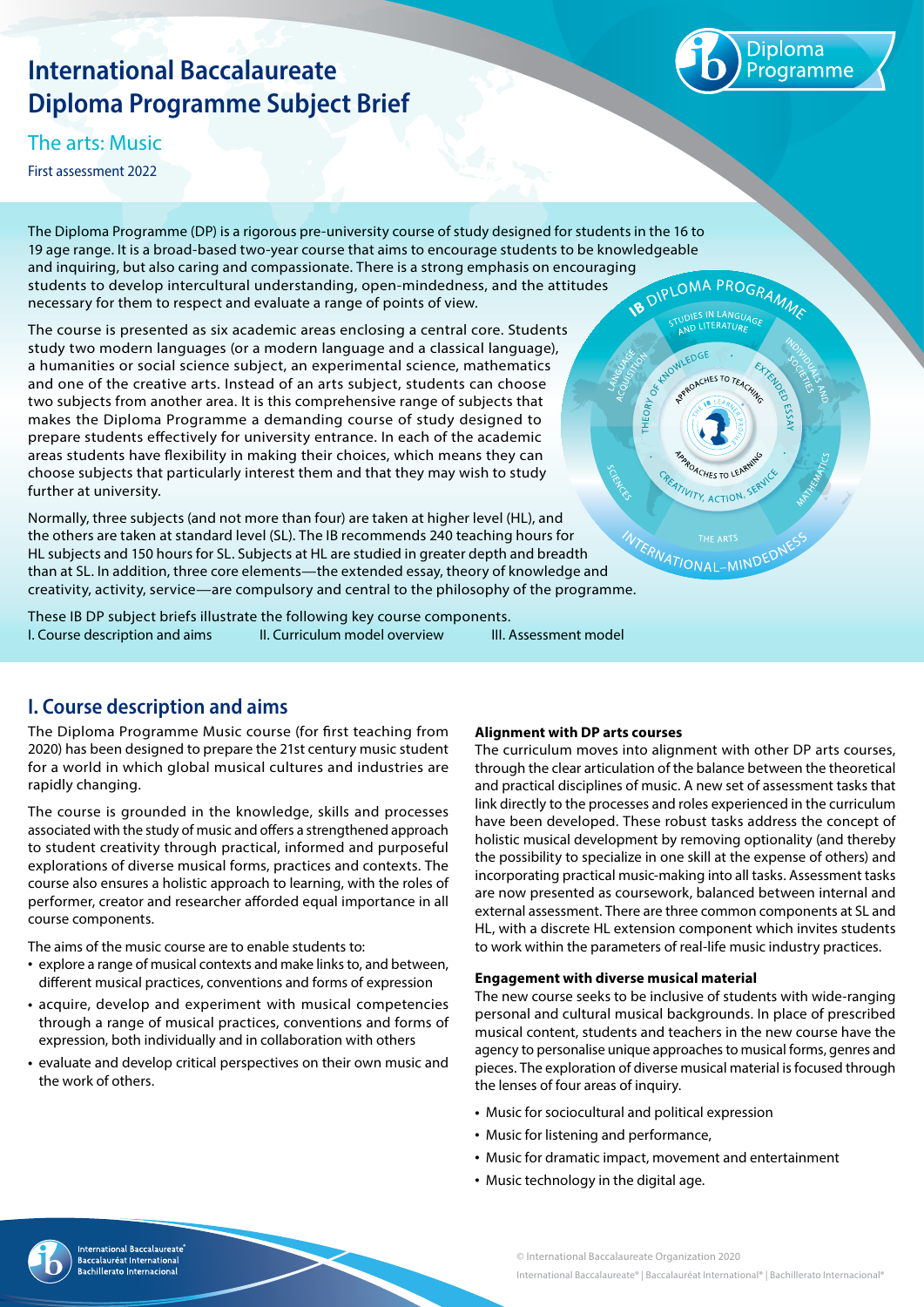# International Baccalaureate Diploma Programme Subject Brief

## The arts: Music

First assessment 2022

The Diploma Programme (DP) is a rigorous pre-university course of study designed for students in the 16 to 19 age range. It is a broad-based two-year course that aims to encourage students to be knowledgeable and inquiring, but also caring and compassionate. There is a strong emphasis on encouraging students to develop intercultural understanding, open-mindedness, and the attitudes necessary for them to respect and evaluate a range of points of view.

The course is presented as six academic areas enclosing a central core. Students study two modern languages (or a modern language and a classical language), a humanities or social science subject, an experimental science, mathematics and one of the creative arts. Instead of an arts subject, students can choose two subjects from another area. It is this comprehensive range of subjects that makes the Diploma Programme a demanding course of study designed to prepare students effectively for university entrance. In each of the academic areas students have flexibility in making their choices, which means they can choose subjects that particularly interest them and that they may wish to study further at university.

Normally, three subjects (and not more than four) are taken at higher level (HL), and the others are taken at standard level (SL). The IB recommends 240 teaching hours for HL subjects and 150 hours for SL. Subjects at HL are studied in greater depth and breadth than at SL. In addition, three core elements—the extended essay, theory of knowledge and creativity, activity, service—are compulsory and central to the philosophy of the programme.

These IB DP subject briefs illustrate the following key course components.

I. Course description and aims  II. Curriculum model overview  III. Assessment model

## I. Course description and aims

The Diploma Programme Music course (for first teaching from 2020) has been designed to prepare the 21st century music student for a world in which global musical cultures and industries are rapidly changing.

The course is grounded in the knowledge, skills and processes associated with the study of music and offers a strengthened approach to student creativity through practical, informed and purposeful explorations of diverse musical forms, practices and contexts. The course also ensures a holistic approach to learning, with the roles of performer, creator and researcher afforded equal importance in all course components.

The aims of the music course are to enable students to:

- explore a range of musical contexts and make links to, and between, different musical practices, conventions and forms of expression
- acquire, develop and experiment with musical competencies through a range of musical practices, conventions and forms of expression, both individually and in collaboration with others
- evaluate and develop critical perspectives on their own music and the work of others.

**Alignment with DP arts courses**

The curriculum moves into alignment with other DP arts courses, through the clear articulation of the balance between the theoretical and practical disciplines of music. A new set of assessment tasks that link directly to the processes and roles experienced in the curriculum have been developed. These robust tasks address the concept of holistic musical development by removing optionality (and thereby the possibility to specialize in one skill at the expense of others) and incorporating practical music-making into all tasks. Assessment tasks are now presented as coursework, balanced between internal and external assessment. There are three common components at SL and HL, with a discrete HL extension component which invites students to work within the parameters of real-life music industry practices.

**Engagement with diverse musical material**

The new course seeks to be inclusive of students with wide-ranging personal and cultural musical backgrounds. In place of prescribed musical content, students and teachers in the new course have the agency to personalise unique approaches to musical forms, genres and pieces. The exploration of diverse musical material is focused through the lenses of four areas of inquiry.

- Music for sociocultural and political expression
- Music for listening and performance,
- Music for dramatic impact, movement and entertainment
- Music technology in the digital age.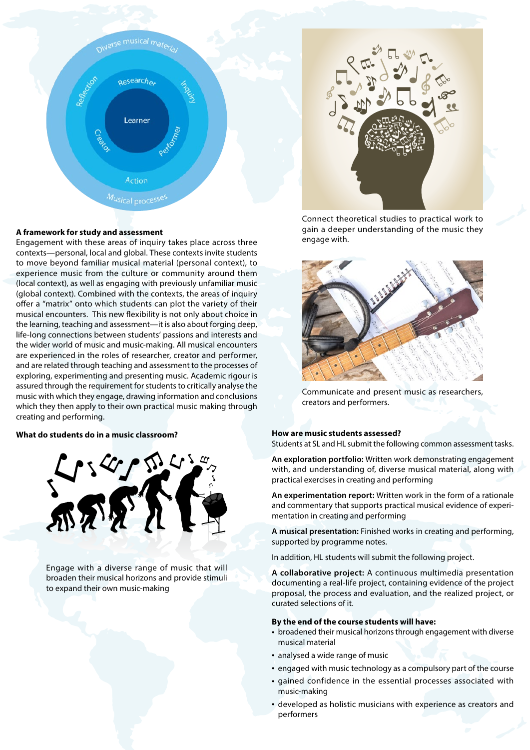## A framework for study and assessment

Engagement with these areas of inquiry takes place across three contexts—personal, local and global. These contexts invite students to move beyond familiar musical material (personal context), to experience music from the culture or community around them (local context), as well as engaging with previously unfamiliar music (global context). Combined with the contexts, the areas of inquiry offer a "matrix" onto which students can plot the variety of their musical encounters. This new flexibility is not only about choice in the learning, teaching and assessment—it is also about forging deep, life-long connections between students' passions and interests and the wider world of music and music-making. All musical encounters are experienced in the roles of researcher, creator and performer, and are related through teaching and assessment to the processes of exploring, experimenting and presenting music. Academic rigour is assured through the requirement for students to critically analyse the music with which they engage, drawing information and conclusions which they then apply to their own practical music making through creating and performing.

Connect theoretical studies to practical work to gain a deeper understanding of the music they engage with.

Communicate and present music as researchers, creators and performers.

## What do students do in a music classroom?

Engage with a diverse range of music that will broaden their musical horizons and provide stimuli to expand their own music-making

## How are music students assessed?

Students at SL and HL submit the following common assessment tasks.

**An exploration portfolio:** Written work demonstrating engagement with, and understanding of, diverse musical material, along with practical exercises in creating and performing

**An experimentation report:** Written work in the form of a rationale and commentary that supports practical musical evidence of experimentation in creating and performing

**A musical presentation:** Finished works in creating and performing, supported by programme notes.

In addition, HL students will submit the following project.

**A collaborative project:** A continuous multimedia presentation documenting a real-life project, containing evidence of the project proposal, the process and evaluation, and the realized project, or curated selections of it.

## By the end of the course students will have:

- broadened their musical horizons through engagement with diverse musical material
- analysed a wide range of music
- engaged with music technology as a compulsory part of the course
- gained confidence in the essential processes associated with music-making
- developed as holistic musicians with experience as creators and performers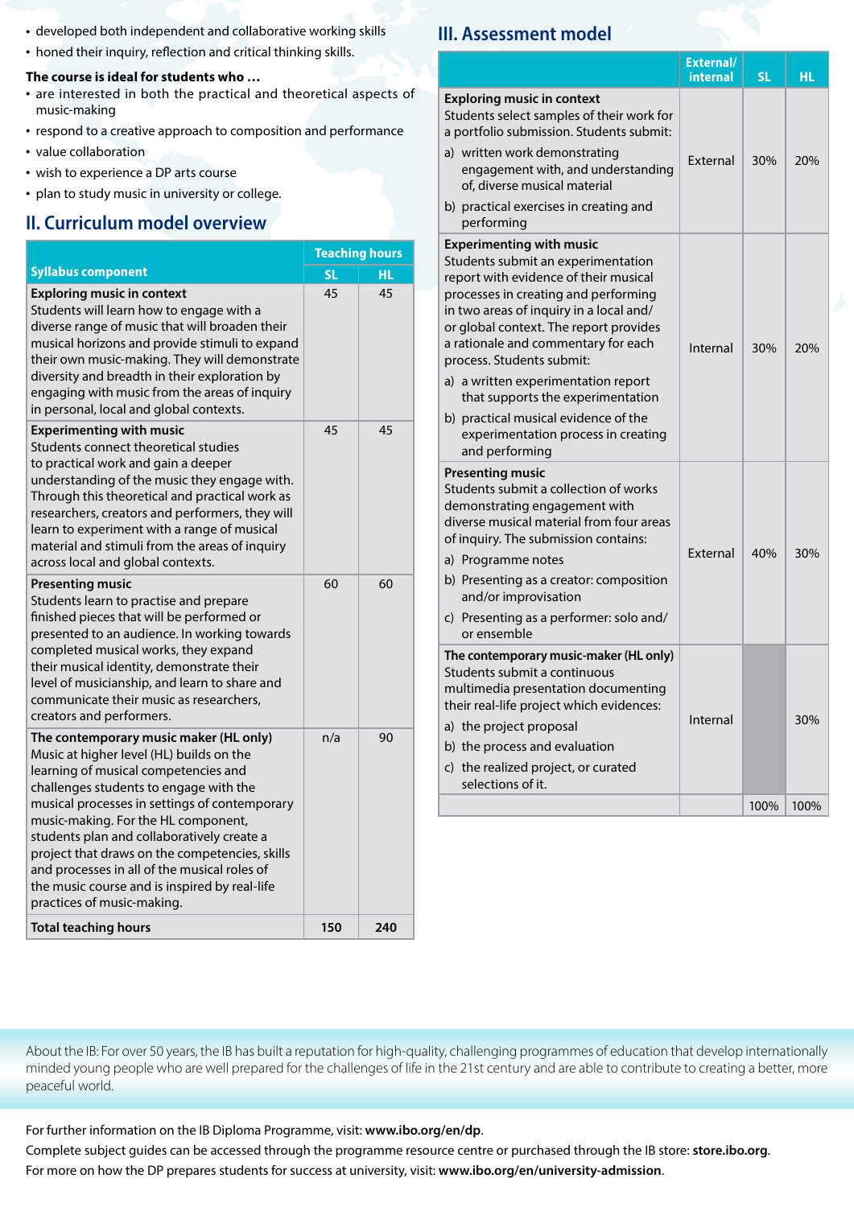- developed both independent and collaborative working skills
- honed their inquiry, reflection and critical thinking skills.

**The course is ideal for students who …**

- are interested in both the practical and theoretical aspects of music-making
- respond to a creative approach to composition and performance
- value collaboration
- wish to experience a DP arts course
- plan to study music in university or college.

## II. Curriculum model overview

| Syllabus component | Teaching hours SL | Teaching hours HL |
|---|---|---|
| **Exploring music in context**<br>Students will learn how to engage with a diverse range of music that will broaden their musical horizons and provide stimuli to expand their own music-making. They will demonstrate diversity and breadth in their exploration by engaging with music from the areas of inquiry in personal, local and global contexts. | 45 | 45 |
| **Experimenting with music**<br>Students connect theoretical studies to practical work and gain a deeper understanding of the music they engage with. Through this theoretical and practical work as researchers, creators and performers, they will learn to experiment with a range of musical material and stimuli from the areas of inquiry across local and global contexts. | 45 | 45 |
| **Presenting music**<br>Students learn to practise and prepare finished pieces that will be performed or presented to an audience. In working towards completed musical works, they expand their musical identity, demonstrate their level of musicianship, and learn to share and communicate their music as researchers, creators and performers. | 60 | 60 |
| **The contemporary music maker (HL only)**<br>Music at higher level (HL) builds on the learning of musical competencies and challenges students to engage with the musical processes in settings of contemporary music-making. For the HL component, students plan and collaboratively create a project that draws on the competencies, skills and processes in all of the musical roles of the music course and is inspired by real-life practices of music-making. | n/a | 90 |
| **Total teaching hours** | **150** | **240** |

## III. Assessment model

| | External/ internal | SL | HL |
|---|---|---|---|
| **Exploring music in context**<br>Students select samples of their work for a portfolio submission. Students submit:<br>a) written work demonstrating engagement with, and understanding of, diverse musical material<br>b) practical exercises in creating and performing | External | 30% | 20% |
| **Experimenting with music**<br>Students submit an experimentation report with evidence of their musical processes in creating and performing in two areas of inquiry in a local and/ or global context. The report provides a rationale and commentary for each process. Students submit:<br>a) a written experimentation report that supports the experimentation<br>b) practical musical evidence of the experimentation process in creating and performing | Internal | 30% | 20% |
| **Presenting music**<br>Students submit a collection of works demonstrating engagement with diverse musical material from four areas of inquiry. The submission contains:<br>a) Programme notes<br>b) Presenting as a creator: composition and/or improvisation<br>c) Presenting as a performer: solo and/ or ensemble | External | 40% | 30% |
| **The contemporary music-maker (HL only)**<br>Students submit a continuous multimedia presentation documenting their real-life project which evidences:<br>a) the project proposal<br>b) the process and evaluation<br>c) the realized project, or curated selections of it. | Internal | | 30% |
| | | 100% | 100% |

About the IB: For over 50 years, the IB has built a reputation for high-quality, challenging programmes of education that develop internationally minded young people who are well prepared for the challenges of life in the 21st century and are able to contribute to creating a better, more peaceful world.

For further information on the IB Diploma Programme, visit: **www.ibo.org/en/dp**.
Complete subject guides can be accessed through the programme resource centre or purchased through the IB store: **store.ibo.org**.
For more on how the DP prepares students for success at university, visit: **www.ibo.org/en/university-admission**.